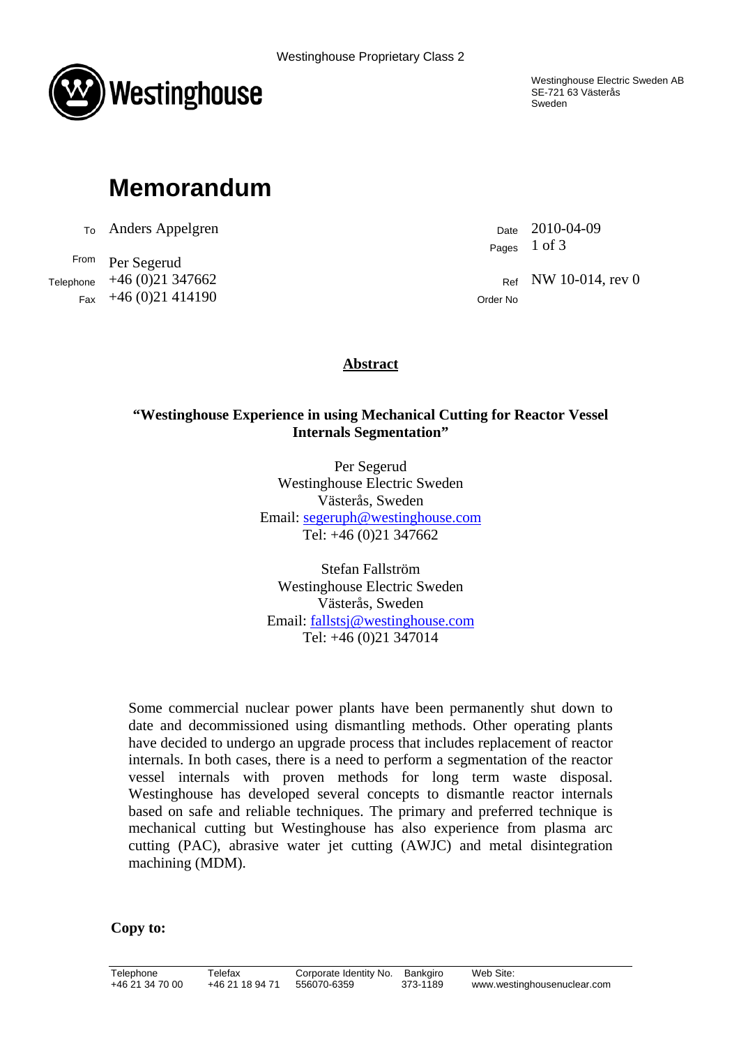Westinghouse Proprietary Class 2

Westinghouse Electric Sweden AB
SE-721 63 Västerås
Sweden

# Memorandum

| | | | |
|---|---|---|---|
| To | Anders Appelgren | Date | 2010-04-09 |
| | | Pages | 1 of 3 |
| From | Per Segerud | | |
| Telephone | +46 (0)21 347662 | Ref | NW 10-014, rev 0 |
| Fax | +46 (0)21 414190 | Order No | |

## Abstract

**"Westinghouse Experience in using Mechanical Cutting for Reactor Vessel Internals Segmentation"**

Per Segerud
Westinghouse Electric Sweden
Västerås, Sweden
Email: segeruph@westinghouse.com
Tel: +46 (0)21 347662

Stefan Fallström
Westinghouse Electric Sweden
Västerås, Sweden
Email: fallstsj@westinghouse.com
Tel: +46 (0)21 347014

Some commercial nuclear power plants have been permanently shut down to date and decommissioned using dismantling methods. Other operating plants have decided to undergo an upgrade process that includes replacement of reactor internals. In both cases, there is a need to perform a segmentation of the reactor vessel internals with proven methods for long term waste disposal. Westinghouse has developed several concepts to dismantle reactor internals based on safe and reliable techniques. The primary and preferred technique is mechanical cutting but Westinghouse has also experience from plasma arc cutting (PAC), abrasive water jet cutting (AWJC) and metal disintegration machining (MDM).

**Copy to:**

| Telephone | Telefax | Corporate Identity No. | Bankgiro | Web Site: |
|---|---|---|---|---|
| +46 21 34 70 00 | +46 21 18 94 71 | 556070-6359 | 373-1189 | www.westinghousenuclear.com |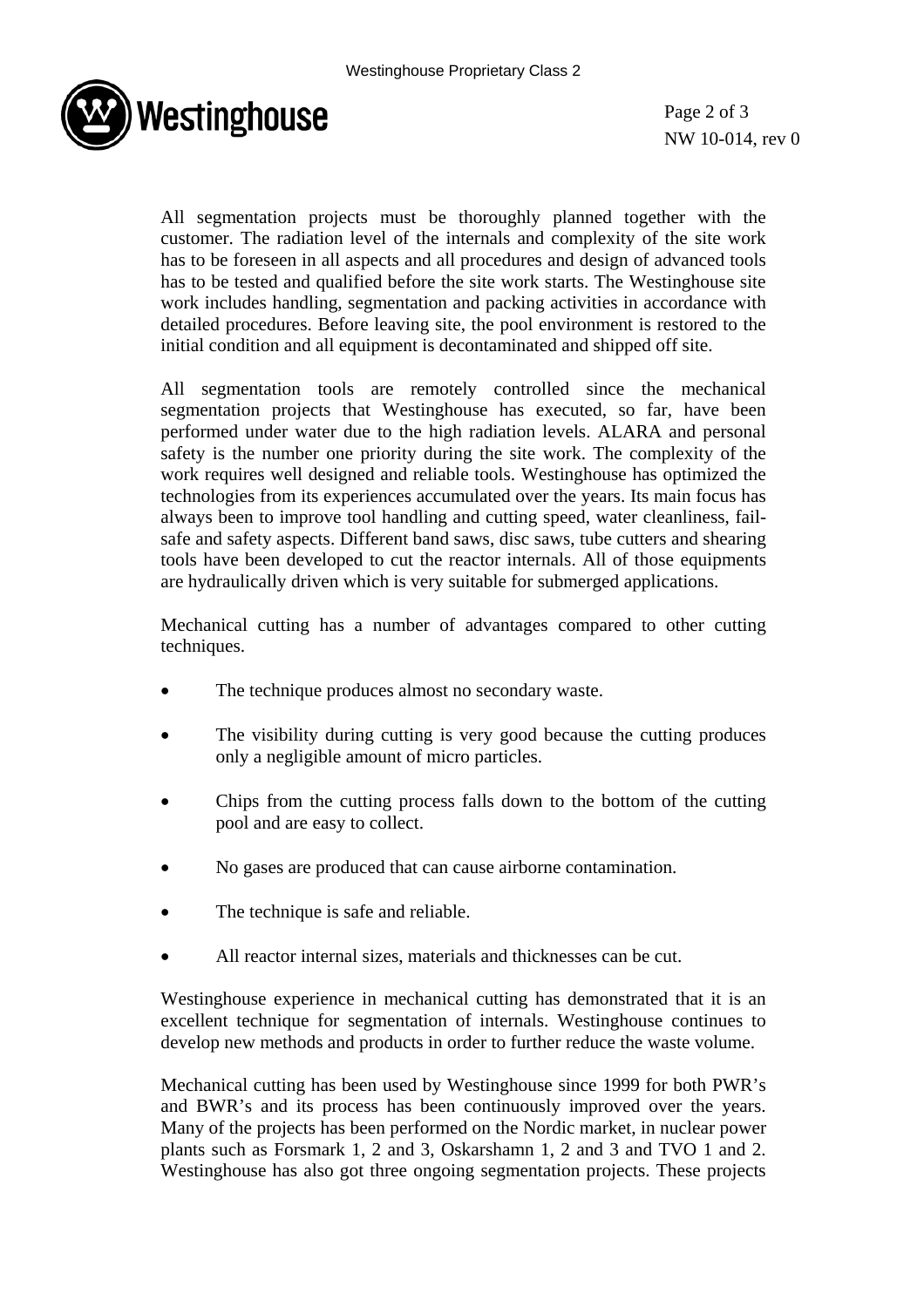All segmentation projects must be thoroughly planned together with the customer. The radiation level of the internals and complexity of the site work has to be foreseen in all aspects and all procedures and design of advanced tools has to be tested and qualified before the site work starts. The Westinghouse site work includes handling, segmentation and packing activities in accordance with detailed procedures. Before leaving site, the pool environment is restored to the initial condition and all equipment is decontaminated and shipped off site.

All segmentation tools are remotely controlled since the mechanical segmentation projects that Westinghouse has executed, so far, have been performed under water due to the high radiation levels. ALARA and personal safety is the number one priority during the site work. The complexity of the work requires well designed and reliable tools. Westinghouse has optimized the technologies from its experiences accumulated over the years. Its main focus has always been to improve tool handling and cutting speed, water cleanliness, fail-safe and safety aspects. Different band saws, disc saws, tube cutters and shearing tools have been developed to cut the reactor internals. All of those equipments are hydraulically driven which is very suitable for submerged applications.

Mechanical cutting has a number of advantages compared to other cutting techniques.

- The technique produces almost no secondary waste.
- The visibility during cutting is very good because the cutting produces only a negligible amount of micro particles.
- Chips from the cutting process falls down to the bottom of the cutting pool and are easy to collect.
- No gases are produced that can cause airborne contamination.
- The technique is safe and reliable.
- All reactor internal sizes, materials and thicknesses can be cut.

Westinghouse experience in mechanical cutting has demonstrated that it is an excellent technique for segmentation of internals. Westinghouse continues to develop new methods and products in order to further reduce the waste volume.

Mechanical cutting has been used by Westinghouse since 1999 for both PWR's and BWR's and its process has been continuously improved over the years. Many of the projects has been performed on the Nordic market, in nuclear power plants such as Forsmark 1, 2 and 3, Oskarshamn 1, 2 and 3 and TVO 1 and 2. Westinghouse has also got three ongoing segmentation projects. These projects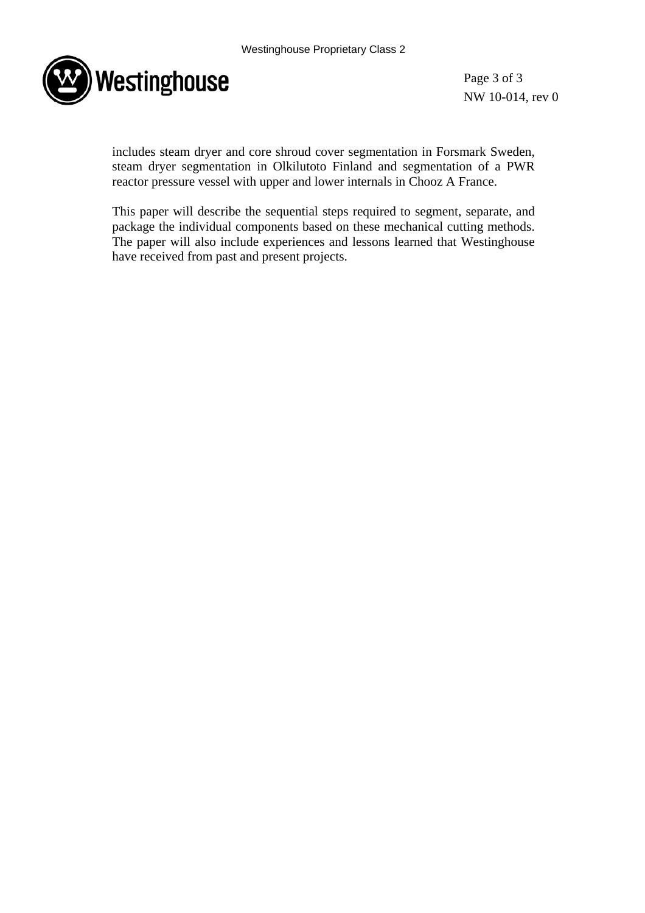includes steam dryer and core shroud cover segmentation in Forsmark Sweden, steam dryer segmentation in Olkilutoto Finland and segmentation of a PWR reactor pressure vessel with upper and lower internals in Chooz A France.

This paper will describe the sequential steps required to segment, separate, and package the individual components based on these mechanical cutting methods. The paper will also include experiences and lessons learned that Westinghouse have received from past and present projects.